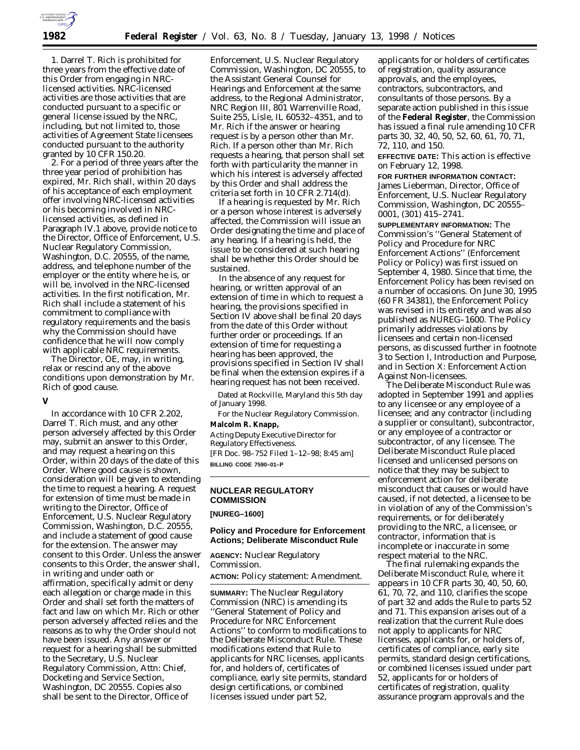1. Darrel T. Rich is prohibited for three years from the effective date of this Order from engaging in NRC-licensed activities. NRC-licensed activities are those activities that are conducted pursuant to a specific or general license issued by the NRC, including, but not limited to, those activities of Agreement State licensees conducted pursuant to the authority granted by 10 CFR 150.20.

2. For a period of three years after the three year period of prohibition has expired, Mr. Rich shall, within 20 days of his acceptance of each employment offer involving NRC-licensed activities or his becoming involved in NRC-licensed activities, as defined in Paragraph IV.1 above, provide notice to the Director, Office of Enforcement, U.S. Nuclear Regulatory Commission, Washington, D.C. 20555, of the name, address, and telephone number of the employer or the entity where he is, or will be, involved in the NRC-licensed activities. In the first notification, Mr. Rich shall include a statement of his commitment to compliance with regulatory requirements and the basis why the Commission should have confidence that he will now comply with applicable NRC requirements.

The Director, OE, may, in writing, relax or rescind any of the above conditions upon demonstration by Mr. Rich of good cause.

## V

In accordance with 10 CFR 2.202, Darrel T. Rich must, and any other person adversely affected by this Order may, submit an answer to this Order, and may request a hearing on this Order, within 20 days of the date of this Order. Where good cause is shown, consideration will be given to extending the time to request a hearing. A request for extension of time must be made in writing to the Director, Office of Enforcement, U.S. Nuclear Regulatory Commission, Washington, D.C. 20555, and include a statement of good cause for the extension. The answer may consent to this Order. Unless the answer consents to this Order, the answer shall, in writing and under oath or affirmation, specifically admit or deny each allegation or charge made in this Order and shall set forth the matters of fact and law on which Mr. Rich or other person adversely affected relies and the reasons as to why the Order should not have been issued. Any answer or request for a hearing shall be submitted to the Secretary, U.S. Nuclear Regulatory Commission, Attn: Chief, Docketing and Service Section, Washington, DC 20555. Copies also shall be sent to the Director, Office of Enforcement, U.S. Nuclear Regulatory Commission, Washington, DC 20555, to the Assistant General Counsel for Hearings and Enforcement at the same address, to the Regional Administrator, NRC Region III, 801 Warrenville Road, Suite 255, Lisle, IL 60532–4351, and to Mr. Rich if the answer or hearing request is by a person other than Mr. Rich. If a person other than Mr. Rich requests a hearing, that person shall set forth with particularity the manner in which his interest is adversely affected by this Order and shall address the criteria set forth in 10 CFR 2.714(d).

If a hearing is requested by Mr. Rich or a person whose interest is adversely affected, the Commission will issue an Order designating the time and place of any hearing. If a hearing is held, the issue to be considered at such hearing shall be whether this Order should be sustained.

In the absence of any request for hearing, or written approval of an extension of time in which to request a hearing, the provisions specified in Section IV above shall be final 20 days from the date of this Order without further order or proceedings. If an extension of time for requesting a hearing has been approved, the provisions specified in Section IV shall be final when the extension expires if a hearing request has not been received.

Dated at Rockville, Maryland this 5th day of January 1998.

For the Nuclear Regulatory Commission.

**Malcolm R. Knapp,**

*Acting Deputy Executive Director for Regulatory Effectiveness.*

[FR Doc. 98–752 Filed 1–12–98; 8:45 am]

**BILLING CODE 7590–01–P**

---

## NUCLEAR REGULATORY COMMISSION

**[NUREG–1600]**

### Policy and Procedure for Enforcement Actions; Deliberate Misconduct Rule

**AGENCY:** Nuclear Regulatory Commission.

**ACTION:** Policy statement: Amendment.

**SUMMARY:** The Nuclear Regulatory Commission (NRC) is amending its ''General Statement of Policy and Procedure for NRC Enforcement Actions'' to conform to modifications to the Deliberate Misconduct Rule. These modifications extend that Rule to applicants for NRC licenses, applicants for, and holders of, certificates of compliance, early site permits, standard design certifications, or combined licenses issued under part 52, applicants for or holders of certificates of registration, quality assurance approvals, and the employees, contractors, subcontractors, and consultants of those persons. By a separate action published in this issue of the **Federal Register**, the Commission has issued a final rule amending 10 CFR parts 30, 32, 40, 50, 52, 60, 61, 70, 71, 72, 110, and 150.

**EFFECTIVE DATE:** This action is effective on February 12, 1998.

**FOR FURTHER INFORMATION CONTACT:** James Lieberman, Director, Office of Enforcement, U.S. Nuclear Regulatory Commission, Washington, DC 20555–0001, (301) 415–2741.

**SUPPLEMENTARY INFORMATION:** The Commission's ''General Statement of Policy and Procedure for NRC Enforcement Actions'' (Enforcement Policy or Policy) was first issued on September 4, 1980. Since that time, the Enforcement Policy has been revised on a number of occasions. On June 30, 1995 (60 FR 34381), the Enforcement Policy was revised in its entirety and was also published as NUREG–1600. The Policy primarily addresses violations by licensees and certain non-licensed persons, as discussed further in footnote 3 to Section I, Introduction and Purpose, and in Section X: Enforcement Action Against Non-licensees.

The Deliberate Misconduct Rule was adopted in September 1991 and applies to any licensee or any employee of a licensee; and any contractor (including a supplier or consultant), subcontractor, or any employee of a contractor or subcontractor, of any licensee. The Deliberate Misconduct Rule placed licensed and unlicensed persons on notice that they may be subject to enforcement action for deliberate misconduct that causes or would have caused, if not detected, a licensee to be in violation of any of the Commission's requirements, or for deliberately providing to the NRC, a licensee, or contractor, information that is incomplete or inaccurate in some respect material to the NRC.

The final rulemaking expands the Deliberate Misconduct Rule, where it appears in 10 CFR parts 30, 40, 50, 60, 61, 70, 72, and 110, clarifies the scope of part 32 and adds the Rule to parts 52 and 71. This expansion arises out of a realization that the current Rule does not apply to applicants for NRC licenses, applicants for, or holders of, certificates of compliance, early site permits, standard design certifications, or combined licenses issued under part 52, applicants for or holders of certificates of registration, quality assurance program approvals and the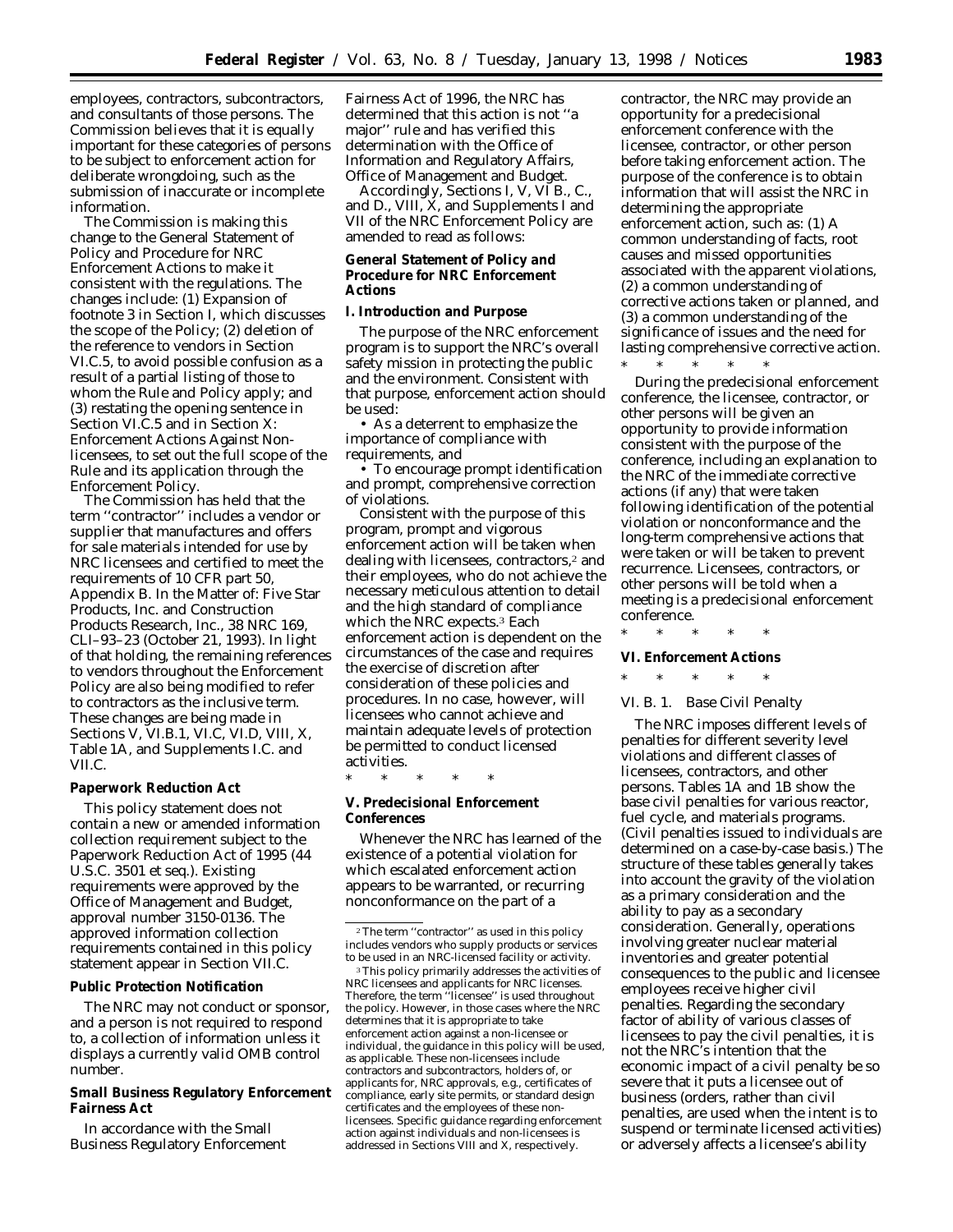employees, contractors, subcontractors, and consultants of those persons. The Commission believes that it is equally important for these categories of persons to be subject to enforcement action for deliberate wrongdoing, such as the submission of inaccurate or incomplete information.

The Commission is making this change to the General Statement of Policy and Procedure for NRC Enforcement Actions to make it consistent with the regulations. The changes include: (1) Expansion of footnote 3 in Section I, which discusses the scope of the Policy; (2) deletion of the reference to vendors in Section VI.C.5, to avoid possible confusion as a result of a partial listing of those to whom the Rule and Policy apply; and (3) restating the opening sentence in Section VI.C.5 and in Section X: Enforcement Actions Against Non-licensees, to set out the full scope of the Rule and its application through the Enforcement Policy.

The Commission has held that the term ''contractor'' includes a vendor or supplier that manufactures and offers for sale materials intended for use by NRC licensees and certified to meet the requirements of 10 CFR part 50, Appendix B. *In the Matter of: Five Star Products, Inc. and Construction Products Research, Inc.*, 38 NRC 169, CLI–93–23 (October 21, 1993). In light of that holding, the remaining references to vendors throughout the Enforcement Policy are also being modified to refer to contractors as the inclusive term. These changes are being made in Sections V, VI.B.1, VI.C, VI.D, VIII, X, Table 1A, and Supplements I.C. and VII.C.

**Paperwork Reduction Act**

This policy statement does not contain a new or amended information collection requirement subject to the Paperwork Reduction Act of 1995 (44 U.S.C. 3501 et seq.). Existing requirements were approved by the Office of Management and Budget, approval number 3150-0136. The approved information collection requirements contained in this policy statement appear in Section VII.C.

**Public Protection Notification**

The NRC may not conduct or sponsor, and a person is not required to respond to, a collection of information unless it displays a currently valid OMB control number.

**Small Business Regulatory Enforcement Fairness Act**

In accordance with the Small Business Regulatory Enforcement Fairness Act of 1996, the NRC has determined that this action is not ''a major'' rule and has verified this determination with the Office of Information and Regulatory Affairs, Office of Management and Budget.

Accordingly, Sections I, V, VI B., C., and D., VIII, X, and Supplements I and VII of the NRC Enforcement Policy are amended to read as follows:

**General Statement of Policy and Procedure for NRC Enforcement Actions**

**I. Introduction and Purpose**

The purpose of the NRC enforcement program is to support the NRC's overall safety mission in protecting the public and the environment. Consistent with that purpose, enforcement action should be used:

- As a deterrent to emphasize the importance of compliance with requirements, and
- To encourage prompt identification and prompt, comprehensive correction of violations.

Consistent with the purpose of this program, prompt and vigorous enforcement action will be taken when dealing with licensees, contractors,[2] and their employees, who do not achieve the necessary meticulous attention to detail and the high standard of compliance which the NRC expects.[3] Each enforcement action is dependent on the circumstances of the case and requires the exercise of discretion after consideration of these policies and procedures. In no case, however, will licensees who cannot achieve and maintain adequate levels of protection be permitted to conduct licensed activities.

\* \* \* \* \*

**V. Predecisional Enforcement Conferences**

Whenever the NRC has learned of the existence of a potential violation for which escalated enforcement action appears to be warranted, or recurring nonconformance on the part of a contractor, the NRC may provide an opportunity for a predecisional enforcement conference with the licensee, contractor, or other person before taking enforcement action. The purpose of the conference is to obtain information that will assist the NRC in determining the appropriate enforcement action, such as: (1) A common understanding of facts, root causes and missed opportunities associated with the apparent violations, (2) a common understanding of corrective actions taken or planned, and (3) a common understanding of the significance of issues and the need for lasting comprehensive corrective action.

\* \* \* \* \*

During the predecisional enforcement conference, the licensee, contractor, or other persons will be given an opportunity to provide information consistent with the purpose of the conference, including an explanation to the NRC of the immediate corrective actions (if any) that were taken following identification of the potential violation or nonconformance and the long-term comprehensive actions that were taken or will be taken to prevent recurrence. Licensees, contractors, or other persons will be told when a meeting is a predecisional enforcement conference.

\* \* \* \* \*

**VI. Enforcement Actions**

\* \* \* \* \*

*VI. B. 1. Base Civil Penalty*

The NRC imposes different levels of penalties for different severity level violations and different classes of licensees, contractors, and other persons. Tables 1A and 1B show the base civil penalties for various reactor, fuel cycle, and materials programs. (Civil penalties issued to individuals are determined on a case-by-case basis.) The structure of these tables generally takes into account the gravity of the violation as a primary consideration and the ability to pay as a secondary consideration. Generally, operations involving greater nuclear material inventories and greater potential consequences to the public and licensee employees receive higher civil penalties. Regarding the secondary factor of ability of various classes of licensees to pay the civil penalties, it is not the NRC's intention that the economic impact of a civil penalty be so severe that it puts a licensee out of business (orders, rather than civil penalties, are used when the intent is to suspend or terminate licensed activities) or adversely affects a licensee's ability

[2] The term ''contractor'' as used in this policy includes vendors who supply products or services to be used in an NRC-licensed facility or activity.

[3] This policy primarily addresses the activities of NRC licensees and applicants for NRC licenses. Therefore, the term ''licensee'' is used throughout the policy. However, in those cases where the NRC determines that it is appropriate to take enforcement action against a non-licensee or individual, the guidance in this policy will be used, as applicable. These non-licensees include contractors and subcontractors, holders of, or applicants for, NRC approvals, e.g., certificates of compliance, early site permits, or standard design certificates and the employees of these non-licensees. Specific guidance regarding enforcement action against individuals and non-licensees is addressed in Sections VIII and X, respectively.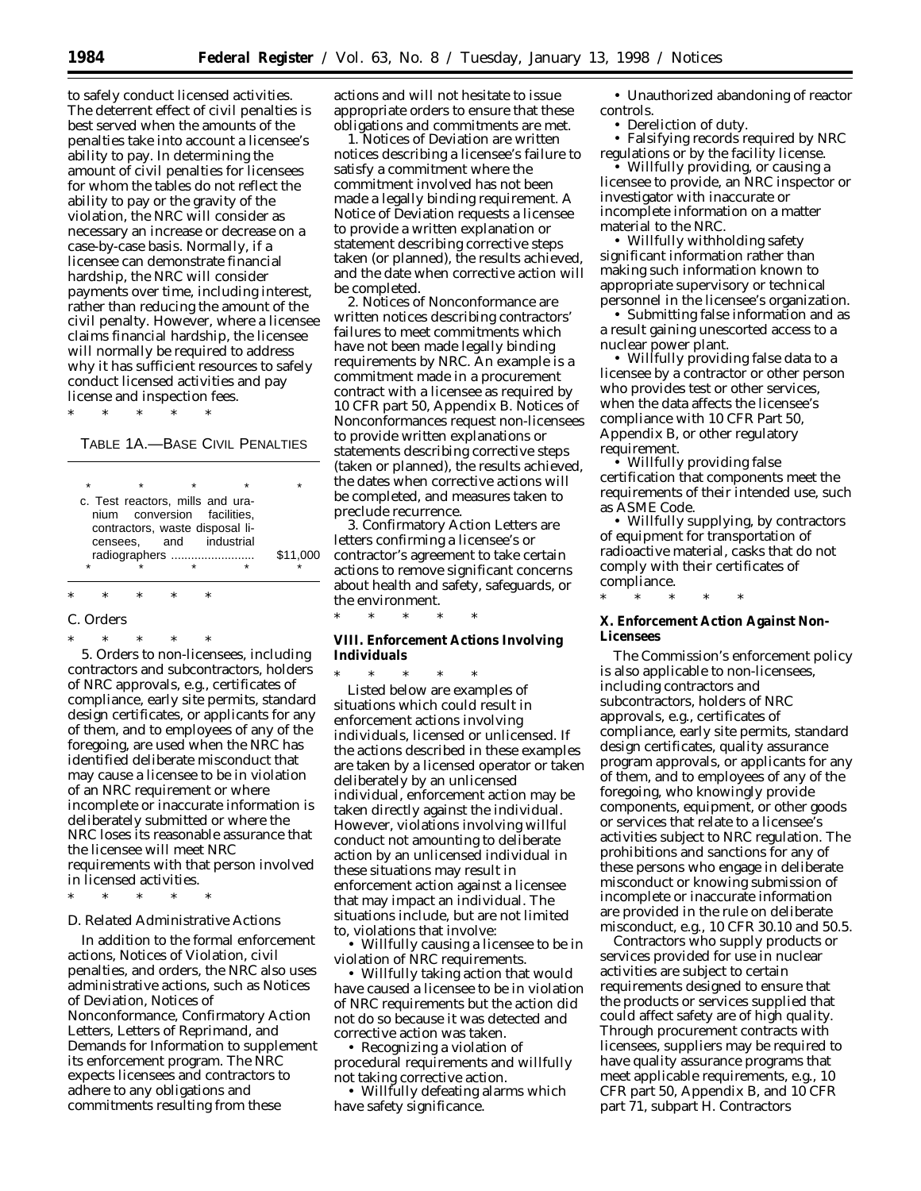to safely conduct licensed activities. The deterrent effect of civil penalties is best served when the amounts of the penalties take into account a licensee's ability to pay. In determining the amount of civil penalties for licensees for whom the tables do not reflect the ability to pay or the gravity of the violation, the NRC will consider as necessary an increase or decrease on a case-by-case basis. Normally, if a licensee can demonstrate financial hardship, the NRC will consider payments over time, including interest, rather than reducing the amount of the civil penalty. However, where a licensee claims financial hardship, the licensee will normally be required to address why it has sufficient resources to safely conduct licensed activities and pay license and inspection fees.

\* \* \* \* \*

TABLE 1A.—BASE CIVIL PENALTIES

| | |
|---|---|
| \* \* \* \* | \* |
| c. Test reactors, mills and uranium conversion facilities, contractors, waste disposal licensees, and industrial radiographers ........................ | $11,000 |
| \* \* \* \* | \* |

\* \* \* \* \*

C. Orders

\* \* \* \* \*

5. Orders to non-licensees, including contractors and subcontractors, holders of NRC approvals, e.g., certificates of compliance, early site permits, standard design certificates, or applicants for any of them, and to employees of any of the foregoing, are used when the NRC has identified deliberate misconduct that may cause a licensee to be in violation of an NRC requirement or where incomplete or inaccurate information is deliberately submitted or where the NRC loses its reasonable assurance that the licensee will meet NRC requirements with that person involved in licensed activities.

\* \* \* \* \*

D. Related Administrative Actions

In addition to the formal enforcement actions, Notices of Violation, civil penalties, and orders, the NRC also uses administrative actions, such as Notices of Deviation, Notices of Nonconformance, Confirmatory Action Letters, Letters of Reprimand, and Demands for Information to supplement its enforcement program. The NRC expects licensees and contractors to adhere to any obligations and commitments resulting from these actions and will not hesitate to issue appropriate orders to ensure that these obligations and commitments are met.

1. Notices of Deviation are written notices describing a licensee's failure to satisfy a commitment where the commitment involved has not been made a legally binding requirement. A Notice of Deviation requests a licensee to provide a written explanation or statement describing corrective steps taken (or planned), the results achieved, and the date when corrective action will be completed.

2. Notices of Nonconformance are written notices describing contractors' failures to meet commitments which have not been made legally binding requirements by NRC. An example is a commitment made in a procurement contract with a licensee as required by 10 CFR part 50, Appendix B. Notices of Nonconformances request non-licensees to provide written explanations or statements describing corrective steps (taken or planned), the results achieved, the dates when corrective actions will be completed, and measures taken to preclude recurrence.

3. Confirmatory Action Letters are letters confirming a licensee's or contractor's agreement to take certain actions to remove significant concerns about health and safety, safeguards, or the environment.

\* \* \* \* \*

**VIII. Enforcement Actions Involving Individuals**

\* \* \* \* \*

Listed below are examples of situations which could result in enforcement actions involving individuals, licensed or unlicensed. If the actions described in these examples are taken by a licensed operator or taken deliberately by an unlicensed individual, enforcement action may be taken directly against the individual. However, violations involving willful conduct not amounting to deliberate action by an unlicensed individual in these situations may result in enforcement action against a licensee that may impact an individual. The situations include, but are not limited to, violations that involve:

- Willfully causing a licensee to be in violation of NRC requirements.
- Willfully taking action that would have caused a licensee to be in violation of NRC requirements but the action did not do so because it was detected and corrective action was taken.
- Recognizing a violation of procedural requirements and willfully not taking corrective action.
- Willfully defeating alarms which have safety significance.
- Unauthorized abandoning of reactor controls.
- Dereliction of duty.
- Falsifying records required by NRC regulations or by the facility license.
- Willfully providing, or causing a licensee to provide, an NRC inspector or investigator with inaccurate or incomplete information on a matter material to the NRC.
- Willfully withholding safety significant information rather than making such information known to appropriate supervisory or technical personnel in the licensee's organization.
- Submitting false information and as a result gaining unescorted access to a nuclear power plant.
- Willfully providing false data to a licensee by a contractor or other person who provides test or other services, when the data affects the licensee's compliance with 10 CFR Part 50, Appendix B, or other regulatory requirement.
- Willfully providing false certification that components meet the requirements of their intended use, such as ASME Code.
- Willfully supplying, by contractors of equipment for transportation of radioactive material, casks that do not comply with their certificates of compliance.

\* \* \* \* \*

**X. Enforcement Action Against Non-Licensees**

The Commission's enforcement policy is also applicable to non-licensees, including contractors and subcontractors, holders of NRC approvals, e.g., certificates of compliance, early site permits, standard design certificates, quality assurance program approvals, or applicants for any of them, and to employees of any of the foregoing, who knowingly provide components, equipment, or other goods or services that relate to a licensee's activities subject to NRC regulation. The prohibitions and sanctions for any of these persons who engage in deliberate misconduct or knowing submission of incomplete or inaccurate information are provided in the rule on deliberate misconduct, e.g., 10 CFR 30.10 and 50.5.

Contractors who supply products or services provided for use in nuclear activities are subject to certain requirements designed to ensure that the products or services supplied that could affect safety are of high quality. Through procurement contracts with licensees, suppliers may be required to have quality assurance programs that meet applicable requirements, e.g., 10 CFR part 50, Appendix B, and 10 CFR part 71, subpart H. Contractors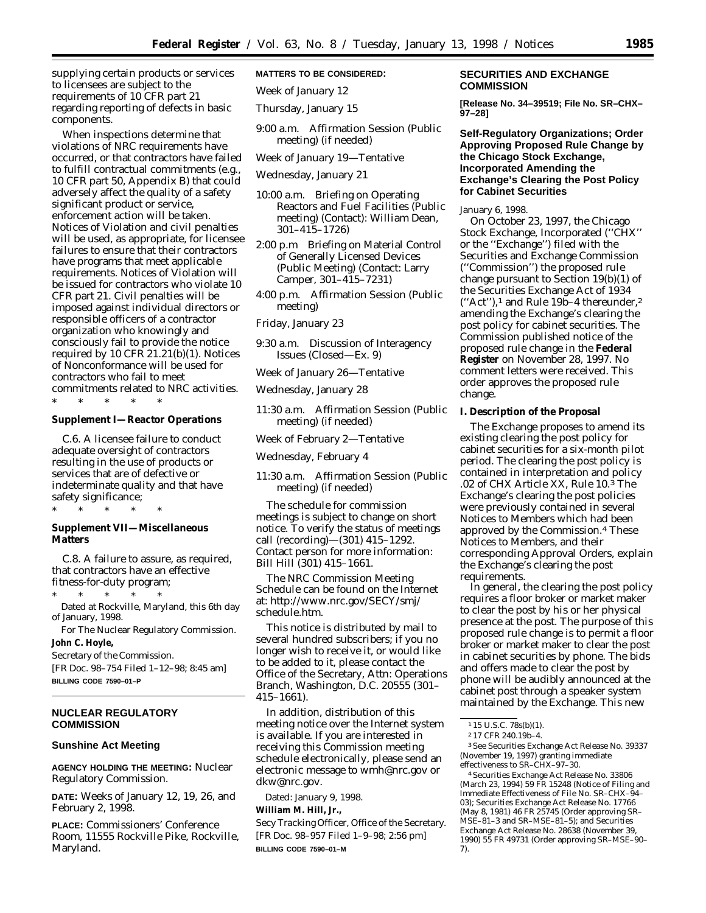supplying certain products or services to licensees are subject to the requirements of 10 CFR part 21 regarding reporting of defects in basic components.

When inspections determine that violations of NRC requirements have occurred, or that contractors have failed to fulfill contractual commitments (e.g., 10 CFR part 50, Appendix B) that could adversely affect the quality of a safety significant product or service, enforcement action will be taken. Notices of Violation and civil penalties will be used, as appropriate, for licensee failures to ensure that their contractors have programs that meet applicable requirements. Notices of Violation will be issued for contractors who violate 10 CFR part 21. Civil penalties will be imposed against individual directors or responsible officers of a contractor organization who knowingly and consciously fail to provide the notice required by 10 CFR 21.21(b)(1). Notices of Nonconformance will be used for contractors who fail to meet commitments related to NRC activities.

\* \* \* \* \*

**Supplement I—Reactor Operations**

C.6. A licensee failure to conduct adequate oversight of contractors resulting in the use of products or services that are of defective or indeterminate quality and that have safety significance;

\* \* \* \* \*

**Supplement VII—Miscellaneous Matters**

C.8. A failure to assure, as required, that contractors have an effective fitness-for-duty program;

\* \* \* \* \*

Dated at Rockville, Maryland, this 6th day of January, 1998.

For The Nuclear Regulatory Commission.

**John C. Hoyle,**

*Secretary of the Commission.*

[FR Doc. 98–754 Filed 1–12–98; 8:45 am]

**BILLING CODE 7590–01–P**

## NUCLEAR REGULATORY COMMISSION

### Sunshine Act Meeting

**AGENCY HOLDING THE MEETING:** Nuclear Regulatory Commission.

**DATE:** Weeks of January 12, 19, 26, and February 2, 1998.

**PLACE:** Commissioners' Conference Room, 11555 Rockville Pike, Rockville, Maryland.

**MATTERS TO BE CONSIDERED:**

*Week of January 12*

*Thursday, January 15*

9:00 a.m. Affirmation Session (Public meeting) (if needed)

*Week of January 19—Tentative*

*Wednesday, January 21*

10:00 a.m. Briefing on Operating Reactors and Fuel Facilities (Public meeting) (Contact): William Dean, 301–415–1726)

2:00 p.m Briefing on Material Control of Generally Licensed Devices (Public Meeting) (Contact: Larry Camper, 301–415–7231)

4:00 p.m. Affirmation Session (Public meeting)

*Friday, January 23*

9:30 a.m. Discussion of Interagency Issues (Closed—Ex. 9)

*Week of January 26—Tentative*

*Wednesday, January 28*

11:30 a.m. Affirmation Session (Public meeting) (if needed)

*Week of February 2—Tentative*

*Wednesday, February 4*

11:30 a.m. Affirmation Session (Public meeting) (if needed)

The schedule for commission meetings is subject to change on short notice. To verify the status of meetings call (recording)—(301) 415–1292. Contact person for more information: Bill Hill (301) 415–1661.

The NRC Commission Meeting Schedule can be found on the Internet at: http://www.nrc.gov/SECY/smj/schedule.htm.

This notice is distributed by mail to several hundred subscribers; if you no longer wish to receive it, or would like to be added to it, please contact the Office of the Secretary, Attn: Operations Branch, Washington, D.C. 20555 (301–415–1661).

In addition, distribution of this meeting notice over the Internet system is available. If you are interested in receiving this Commission meeting schedule electronically, please send an electronic message to wmh@nrc.gov or dkw@nrc.gov.

Dated: January 9, 1998.

**William M. Hill, Jr.,**

*Secy Tracking Officer, Office of the Secretary.*

[FR Doc. 98–957 Filed 1–9–98; 2:56 pm]

**BILLING CODE 7590–01–M**

## SECURITIES AND EXCHANGE COMMISSION

**[Release No. 34–39519; File No. SR–CHX–97–28]**

### Self-Regulatory Organizations; Order Approving Proposed Rule Change by the Chicago Stock Exchange, Incorporated Amending the Exchange's Clearing the Post Policy for Cabinet Securities

January 6, 1998.

On October 23, 1997, the Chicago Stock Exchange, Incorporated (''CHX'' or the ''Exchange'') filed with the Securities and Exchange Commission (''Commission'') the proposed rule change pursuant to Section 19(b)(1) of the Securities Exchange Act of 1934 (''Act''),[1] and Rule 19b–4 thereunder,[2] amending the Exchange's clearing the post policy for cabinet securities. The Commission published notice of the proposed rule change in the **Federal Register** on November 28, 1997. No comment letters were received. This order approves the proposed rule change.

**I. Description of the Proposal**

The Exchange proposes to amend its existing clearing the post policy for cabinet securities for a six-month pilot period. The clearing the post policy is contained in interpretation and policy .02 of CHX Article XX, Rule 10.[3] The Exchange's clearing the post policies were previously contained in several Notices to Members which had been approved by the Commission.[4] These Notices to Members, and their corresponding Approval Orders, explain the Exchange's clearing the post requirements.

In general, the clearing the post policy requires a floor broker or market maker to clear the post by his or her physical presence at the post. The purpose of this proposed rule change is to permit a floor broker or market maker to clear the post in cabinet securities by phone. The bids and offers made to clear the post by phone will be audibly announced at the cabinet post through a speaker system maintained by the Exchange. This new

[1] 15 U.S.C. 78s(b)(1).

[2] 17 CFR 240.19b–4.

[3] See Securities Exchange Act Release No. 39337 (November 19, 1997) granting immediate effectiveness to SR–CHX–97–30.

[4] Securities Exchange Act Release No. 33806 (March 23, 1994) 59 FR 15248 (Notice of Filing and Immediate Effectiveness of File No. SR–CHX–94–03); Securities Exchange Act Release No. 17766 (May 8, 1981) 46 FR 25745 (Order approving SR–MSE–81–3 and SR–MSE–81–5); and Securities Exchange Act Release No. 28638 (November 39, 1990) 55 FR 49731 (Order approving SR–MSE–90–7).